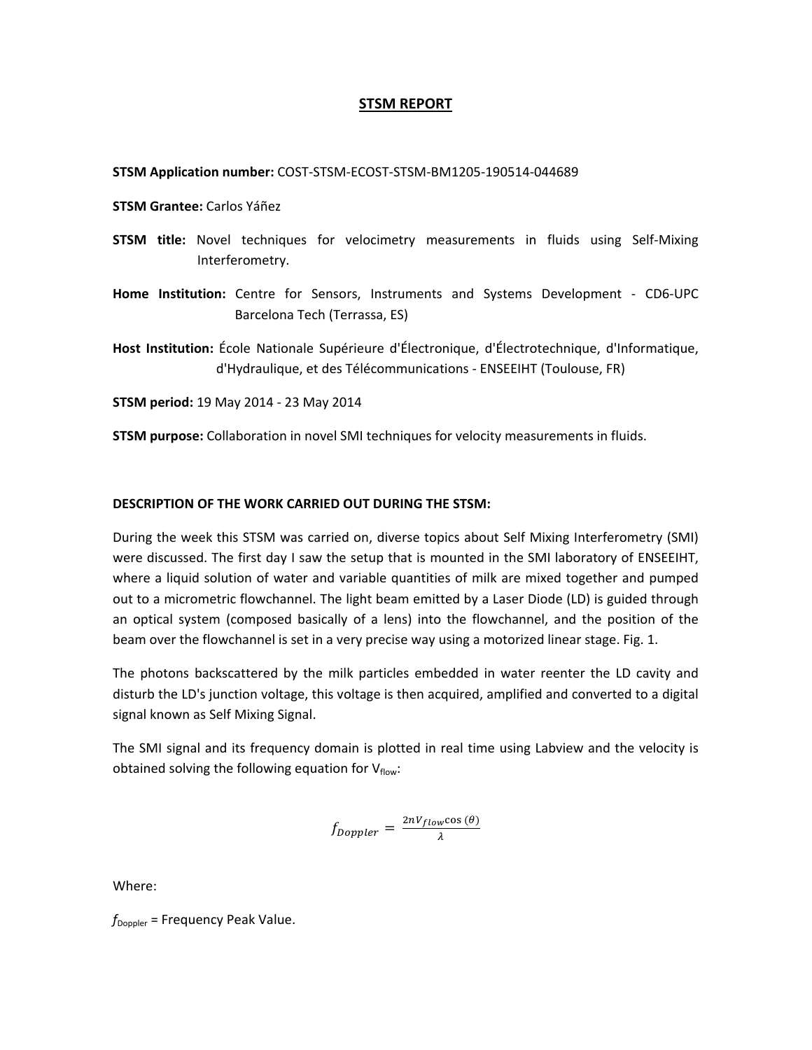# STSM REPORT

**STSM Application number:** COST-STSM-ECOST-STSM-BM1205-190514-044689

**STSM Grantee:** Carlos Yáñez

**STSM title:** Novel techniques for velocimetry measurements in fluids using Self-Mixing Interferometry.

**Home Institution:** Centre for Sensors, Instruments and Systems Development - CD6-UPC Barcelona Tech (Terrassa, ES)

**Host Institution:** École Nationale Supérieure d'Électronique, d'Électrotechnique, d'Informatique, d'Hydraulique, et des Télécommunications - ENSEEIHT (Toulouse, FR)

**STSM period:** 19 May 2014 - 23 May 2014

**STSM purpose:** Collaboration in novel SMI techniques for velocity measurements in fluids.

## DESCRIPTION OF THE WORK CARRIED OUT DURING THE STSM:

During the week this STSM was carried on, diverse topics about Self Mixing Interferometry (SMI) were discussed. The first day I saw the setup that is mounted in the SMI laboratory of ENSEEIHT, where a liquid solution of water and variable quantities of milk are mixed together and pumped out to a micrometric flowchannel. The light beam emitted by a Laser Diode (LD) is guided through an optical system (composed basically of a lens) into the flowchannel, and the position of the beam over the flowchannel is set in a very precise way using a motorized linear stage. Fig. 1.

The photons backscattered by the milk particles embedded in water reenter the LD cavity and disturb the LD's junction voltage, this voltage is then acquired, amplified and converted to a digital signal known as Self Mixing Signal.

The SMI signal and its frequency domain is plotted in real time using Labview and the velocity is obtained solving the following equation for $V_{flow}$:

$$f_{Doppler} = \frac{2nV_{flow}\cos(\theta)}{\lambda}$$

Where:

$f_{Doppler}$ = Frequency Peak Value.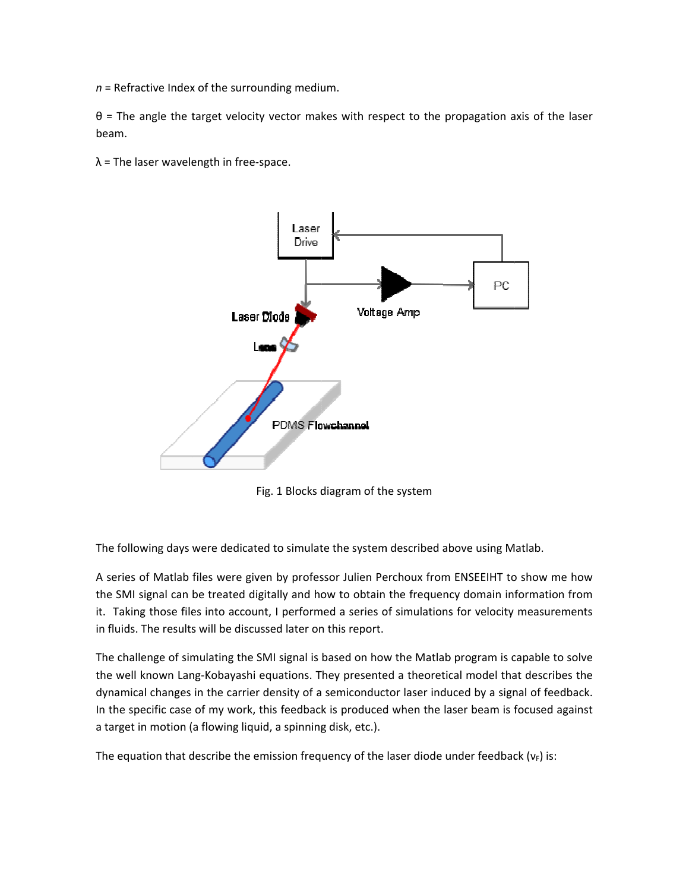$n$ = Refractive Index of the surrounding medium.

$\theta$ = The angle the target velocity vector makes with respect to the propagation axis of the laser beam.

$\lambda$ = The laser wavelength in free-space.

Fig. 1 Blocks diagram of the system

The following days were dedicated to simulate the system described above using Matlab.

A series of Matlab files were given by professor Julien Perchoux from ENSEEIHT to show me how the SMI signal can be treated digitally and how to obtain the frequency domain information from it. Taking those files into account, I performed a series of simulations for velocity measurements in fluids. The results will be discussed later on this report.

The challenge of simulating the SMI signal is based on how the Matlab program is capable to solve the well known Lang-Kobayashi equations. They presented a theoretical model that describes the dynamical changes in the carrier density of a semiconductor laser induced by a signal of feedback. In the specific case of my work, this feedback is produced when the laser beam is focused against a target in motion (a flowing liquid, a spinning disk, etc.).

The equation that describe the emission frequency of the laser diode under feedback ($\nu_F$) is: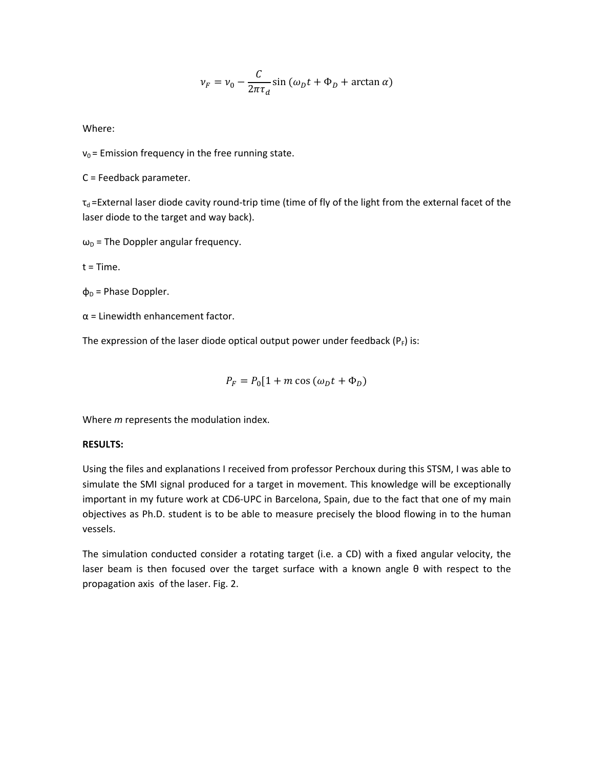$$\nu_F = \nu_0 - \frac{C}{2\pi\tau_d}\sin(\omega_D t + \Phi_D + \arctan\alpha)$$

Where:

$\nu_0$ = Emission frequency in the free running state.

C = Feedback parameter.

$\tau_d$ =External laser diode cavity round-trip time (time of fly of the light from the external facet of the laser diode to the target and way back).

$\omega_D$ = The Doppler angular frequency.

t = Time.

$\phi_D$ = Phase Doppler.

$\alpha$ = Linewidth enhancement factor.

The expression of the laser diode optical output power under feedback ($P_F$) is:

$$P_F = P_0[1 + m\cos(\omega_D t + \Phi_D)$$

Where *m* represents the modulation index.

**RESULTS:**

Using the files and explanations I received from professor Perchoux during this STSM, I was able to simulate the SMI signal produced for a target in movement. This knowledge will be exceptionally important in my future work at CD6-UPC in Barcelona, Spain, due to the fact that one of my main objectives as Ph.D. student is to be able to measure precisely the blood flowing in to the human vessels.

The simulation conducted consider a rotating target (i.e. a CD) with a fixed angular velocity, the laser beam is then focused over the target surface with a known angle θ with respect to the propagation axis of the laser. Fig. 2.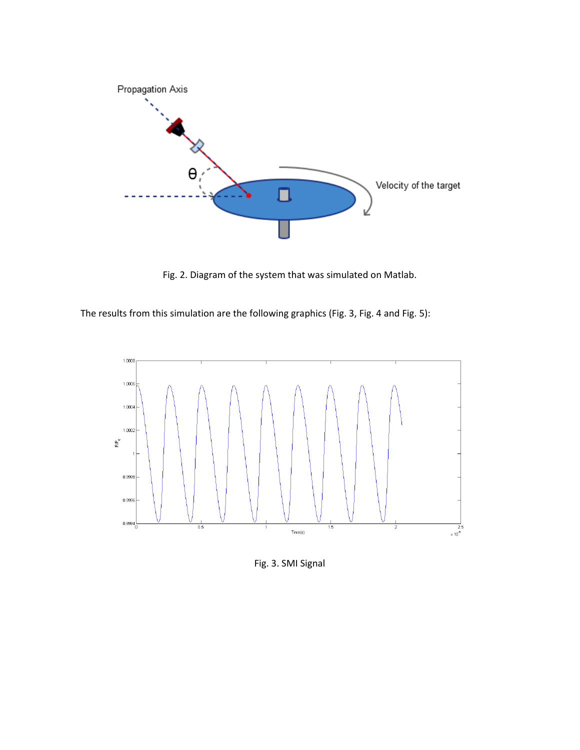Fig. 2. Diagram of the system that was simulated on Matlab.

The results from this simulation are the following graphics (Fig. 3, Fig. 4 and Fig. 5):

Fig. 3. SMI Signal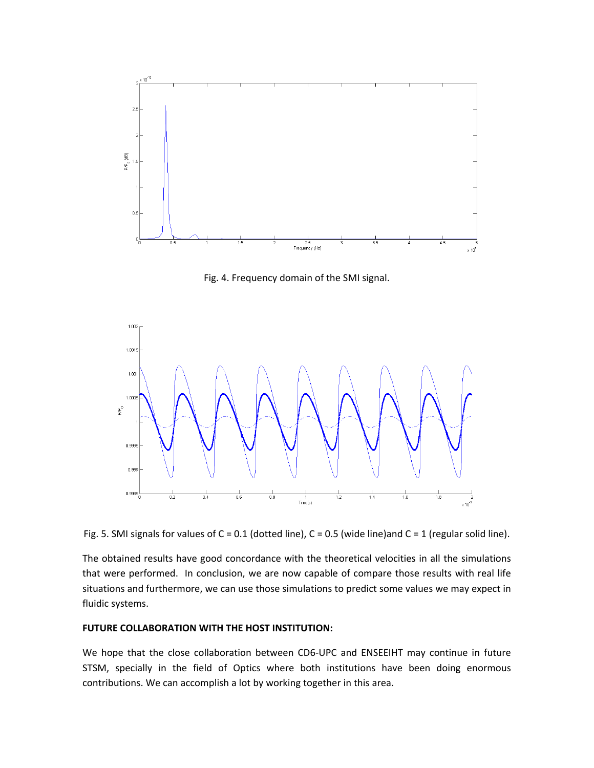Fig. 4. Frequency domain of the SMI signal.

Fig. 5. SMI signals for values of C = 0.1 (dotted line), C = 0.5 (wide line)and C = 1 (regular solid line).

The obtained results have good concordance with the theoretical velocities in all the simulations that were performed. In conclusion, we are now capable of compare those results with real life situations and furthermore, we can use those simulations to predict some values we may expect in fluidic systems.

**FUTURE COLLABORATION WITH THE HOST INSTITUTION:**

We hope that the close collaboration between CD6-UPC and ENSEEIHT may continue in future STSM, specially in the field of Optics where both institutions have been doing enormous contributions. We can accomplish a lot by working together in this area.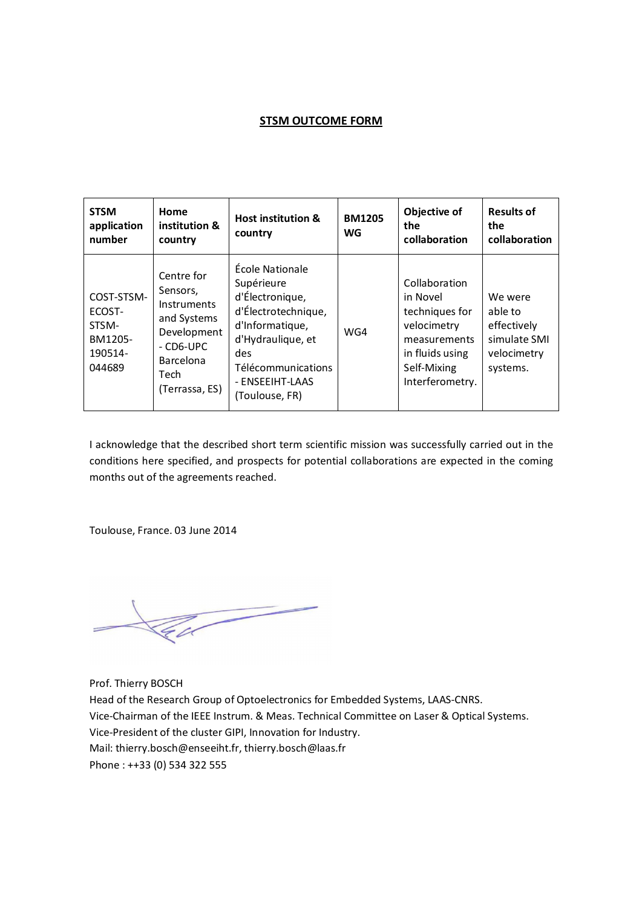# STSM OUTCOME FORM

| STSM application number | Home institution & country | Host institution & country | BM1205 WG | Objective of the collaboration | Results of the collaboration |
|---|---|---|---|---|---|
| COST-STSM-ECOST-STSM-BM1205-190514-044689 | Centre for Sensors, Instruments and Systems Development - CD6-UPC Barcelona Tech (Terrassa, ES) | École Nationale Supérieure d'Électronique, d'Électrotechnique, d'Informatique, d'Hydraulique, et des Télécommunications - ENSEEIHT-LAAS (Toulouse, FR) | WG4 | Collaboration in Novel techniques for velocimetry measurements in fluids using Self-Mixing Interferometry. | We were able to effectively simulate SMI velocimetry systems. |

I acknowledge that the described short term scientific mission was successfully carried out in the conditions here specified, and prospects for potential collaborations are expected in the coming months out of the agreements reached.

Toulouse, France. 03 June 2014

Prof. Thierry BOSCH
Head of the Research Group of Optoelectronics for Embedded Systems, LAAS-CNRS.
Vice-Chairman of the IEEE Instrum. & Meas. Technical Committee on Laser & Optical Systems.
Vice-President of the cluster GIPI, Innovation for Industry.
Mail: thierry.bosch@enseeiht.fr, thierry.bosch@laas.fr
Phone : ++33 (0) 534 322 555